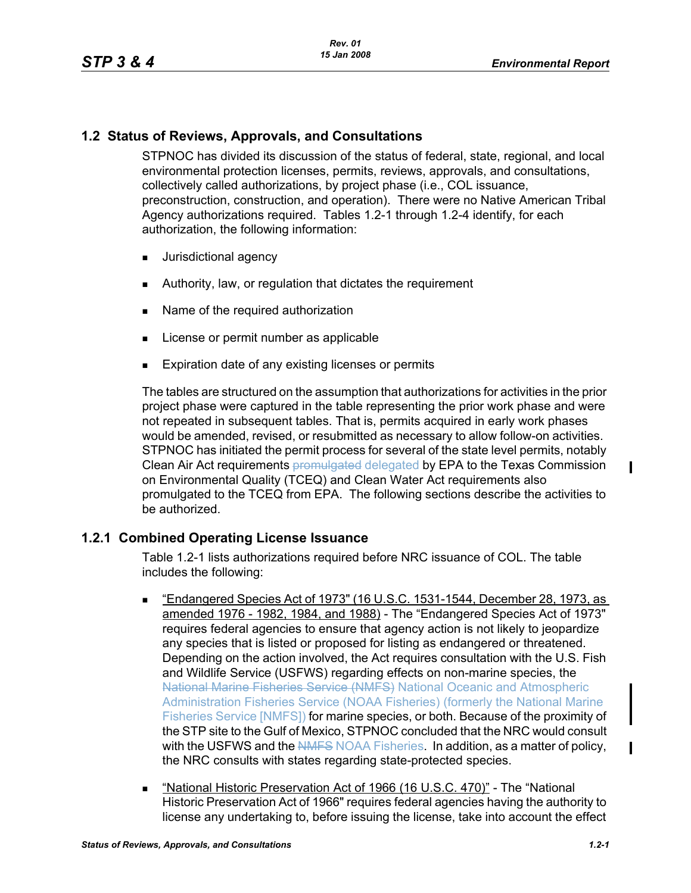## 1.2 Status of Reviews, Approvals, and Consultations

STPNOC has divided its discussion of the status of federal, state, regional, and local environmental protection licenses, permits, reviews, approvals, and consultations, collectively called authorizations, by project phase (i.e., COL issuance, preconstruction, construction, and operation). There were no Native American Tribal Agency authorizations required. Tables 1.2-1 through 1.2-4 identify, for each authorization, the following information:

- Jurisdictional agency
- Authority, law, or regulation that dictates the requirement
- Name of the required authorization
- License or permit number as applicable
- Expiration date of any existing licenses or permits

The tables are structured on the assumption that authorizations for activities in the prior project phase were captured in the table representing the prior work phase and were not repeated in subsequent tables. That is, permits acquired in early work phases would be amended, revised, or resubmitted as necessary to allow follow-on activities. STPNOC has initiated the permit process for several of the state level permits, notably Clean Air Act requirements ~~promulgated~~ delegated by EPA to the Texas Commission on Environmental Quality (TCEQ) and Clean Water Act requirements also promulgated to the TCEQ from EPA. The following sections describe the activities to be authorized.

### 1.2.1 Combined Operating License Issuance

Table 1.2-1 lists authorizations required before NRC issuance of COL. The table includes the following:

- "Endangered Species Act of 1973" (16 U.S.C. 1531-1544, December 28, 1973, as amended 1976 - 1982, 1984, and 1988) - The "Endangered Species Act of 1973" requires federal agencies to ensure that agency action is not likely to jeopardize any species that is listed or proposed for listing as endangered or threatened. Depending on the action involved, the Act requires consultation with the U.S. Fish and Wildlife Service (USFWS) regarding effects on non-marine species, the ~~National Marine Fisheries Service (NMFS)~~ National Oceanic and Atmospheric Administration Fisheries Service (NOAA Fisheries) (formerly the National Marine Fisheries Service [NMFS]) for marine species, or both. Because of the proximity of the STP site to the Gulf of Mexico, STPNOC concluded that the NRC would consult with the USFWS and the ~~NMFS~~ NOAA Fisheries. In addition, as a matter of policy, the NRC consults with states regarding state-protected species.
- "National Historic Preservation Act of 1966 (16 U.S.C. 470)" - The "National Historic Preservation Act of 1966" requires federal agencies having the authority to license any undertaking to, before issuing the license, take into account the effect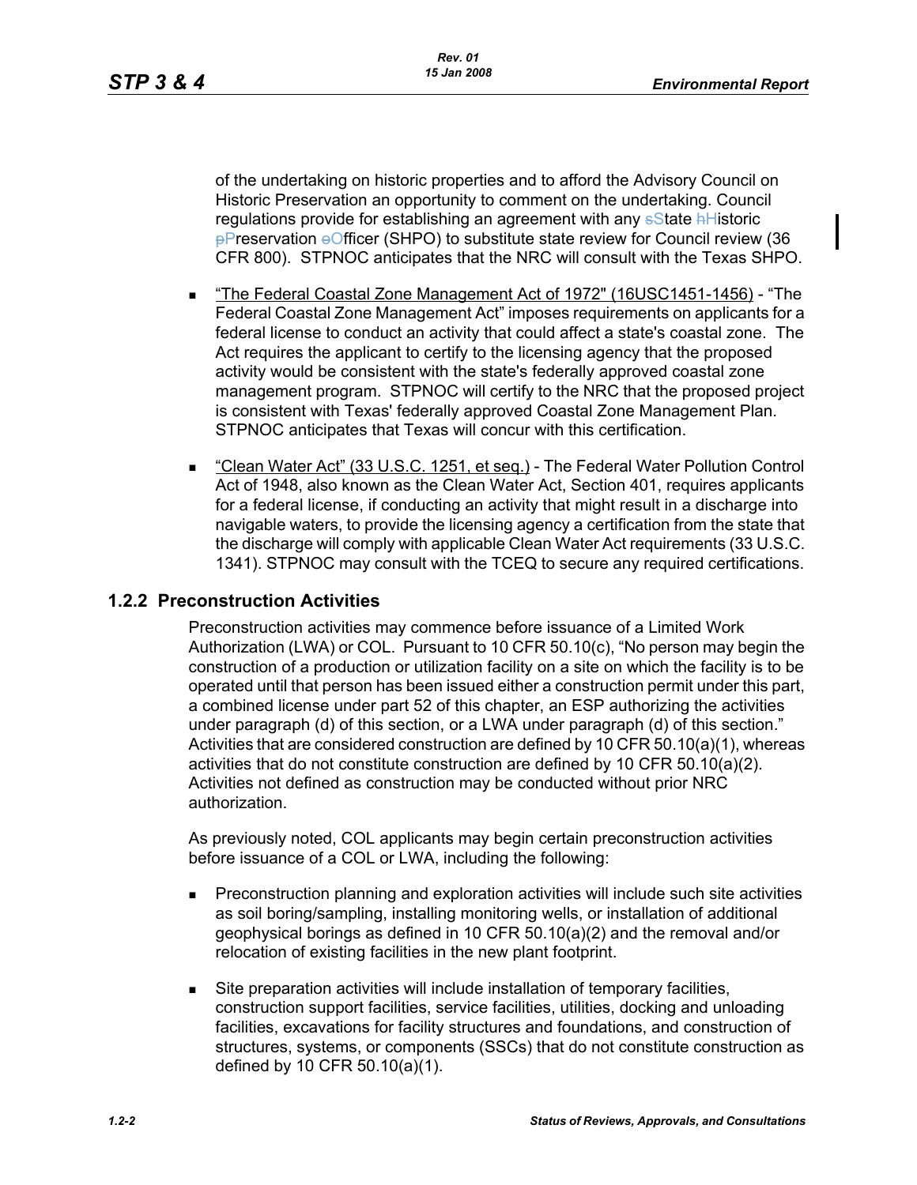of the undertaking on historic properties and to afford the Advisory Council on Historic Preservation an opportunity to comment on the undertaking. Council regulations provide for establishing an agreement with any State Historic Preservation Officer (SHPO) to substitute state review for Council review (36 CFR 800). STPNOC anticipates that the NRC will consult with the Texas SHPO.

- "The Federal Coastal Zone Management Act of 1972" (16USC1451-1456) - "The Federal Coastal Zone Management Act" imposes requirements on applicants for a federal license to conduct an activity that could affect a state's coastal zone. The Act requires the applicant to certify to the licensing agency that the proposed activity would be consistent with the state's federally approved coastal zone management program. STPNOC will certify to the NRC that the proposed project is consistent with Texas' federally approved Coastal Zone Management Plan. STPNOC anticipates that Texas will concur with this certification.

- "Clean Water Act" (33 U.S.C. 1251, et seq.) - The Federal Water Pollution Control Act of 1948, also known as the Clean Water Act, Section 401, requires applicants for a federal license, if conducting an activity that might result in a discharge into navigable waters, to provide the licensing agency a certification from the state that the discharge will comply with applicable Clean Water Act requirements (33 U.S.C. 1341). STPNOC may consult with the TCEQ to secure any required certifications.

## 1.2.2 Preconstruction Activities

Preconstruction activities may commence before issuance of a Limited Work Authorization (LWA) or COL. Pursuant to 10 CFR 50.10(c), "No person may begin the construction of a production or utilization facility on a site on which the facility is to be operated until that person has been issued either a construction permit under this part, a combined license under part 52 of this chapter, an ESP authorizing the activities under paragraph (d) of this section, or a LWA under paragraph (d) of this section." Activities that are considered construction are defined by 10 CFR 50.10(a)(1), whereas activities that do not constitute construction are defined by 10 CFR 50.10(a)(2). Activities not defined as construction may be conducted without prior NRC authorization.

As previously noted, COL applicants may begin certain preconstruction activities before issuance of a COL or LWA, including the following:

- Preconstruction planning and exploration activities will include such site activities as soil boring/sampling, installing monitoring wells, or installation of additional geophysical borings as defined in 10 CFR 50.10(a)(2) and the removal and/or relocation of existing facilities in the new plant footprint.

- Site preparation activities will include installation of temporary facilities, construction support facilities, service facilities, utilities, docking and unloading facilities, excavations for facility structures and foundations, and construction of structures, systems, or components (SSCs) that do not constitute construction as defined by 10 CFR 50.10(a)(1).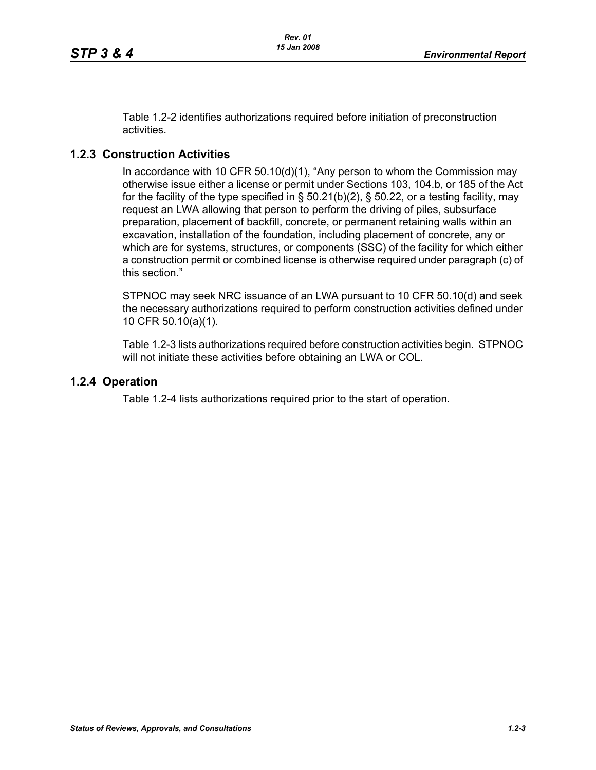Table 1.2-2 identifies authorizations required before initiation of preconstruction activities.

### 1.2.3 Construction Activities

In accordance with 10 CFR 50.10(d)(1), "Any person to whom the Commission may otherwise issue either a license or permit under Sections 103, 104.b, or 185 of the Act for the facility of the type specified in § 50.21(b)(2), § 50.22, or a testing facility, may request an LWA allowing that person to perform the driving of piles, subsurface preparation, placement of backfill, concrete, or permanent retaining walls within an excavation, installation of the foundation, including placement of concrete, any or which are for systems, structures, or components (SSC) of the facility for which either a construction permit or combined license is otherwise required under paragraph (c) of this section."

STPNOC may seek NRC issuance of an LWA pursuant to 10 CFR 50.10(d) and seek the necessary authorizations required to perform construction activities defined under 10 CFR 50.10(a)(1).

Table 1.2-3 lists authorizations required before construction activities begin. STPNOC will not initiate these activities before obtaining an LWA or COL.

### 1.2.4 Operation

Table 1.2-4 lists authorizations required prior to the start of operation.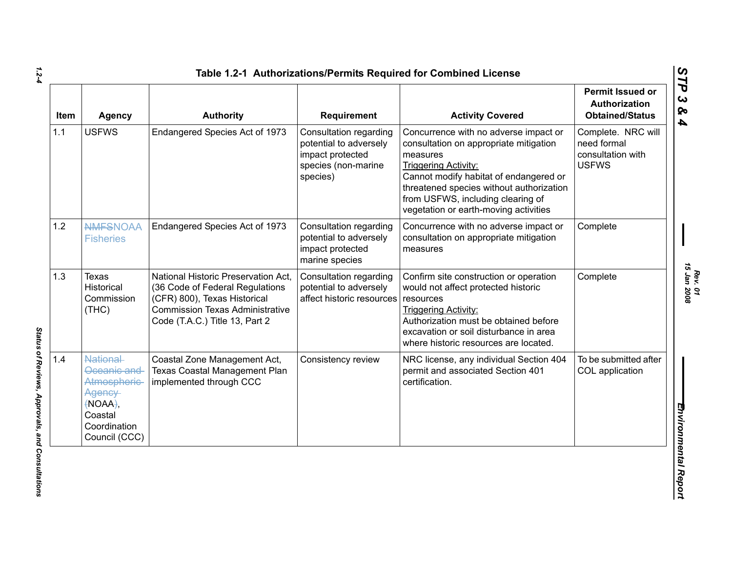### Table 1.2-1 Authorizations/Permits Required for Combined License

| Item | Agency | Authority | Requirement | Activity Covered | Permit Issued or Authorization Obtained/Status |
|---|---|---|---|---|---|
| 1.1 | USFWS | Endangered Species Act of 1973 | Consultation regarding potential to adversely impact protected species (non-marine species) | Concurrence with no adverse impact or consultation on appropriate mitigation measures<br>Triggering Activity:<br>Cannot modify habitat of endangered or threatened species without authorization from USFWS, including clearing of vegetation or earth-moving activities | Complete. NRC will need formal consultation with USFWS |
| 1.2 | ~~NMFS~~NOAA Fisheries | Endangered Species Act of 1973 | Consultation regarding potential to adversely impact protected marine species | Concurrence with no adverse impact or consultation on appropriate mitigation measures | Complete |
| 1.3 | Texas Historical Commission (THC) | National Historic Preservation Act, (36 Code of Federal Regulations (CFR) 800), Texas Historical Commission Texas Administrative Code (T.A.C.) Title 13, Part 2 | Consultation regarding potential to adversely affect historic resources | Confirm site construction or operation would not affect protected historic resources<br>Triggering Activity:<br>Authorization must be obtained before excavation or soil disturbance in area where historic resources are located. | Complete |
| 1.4 | ~~National Oceanic and Atmospheric Agency (~~NOAA~~)~~, Coastal Coordination Council (CCC) | Coastal Zone Management Act, Texas Coastal Management Plan implemented through CCC | Consistency review | NRC license, any individual Section 404 permit and associated Section 401 certification. | To be submitted after COL application |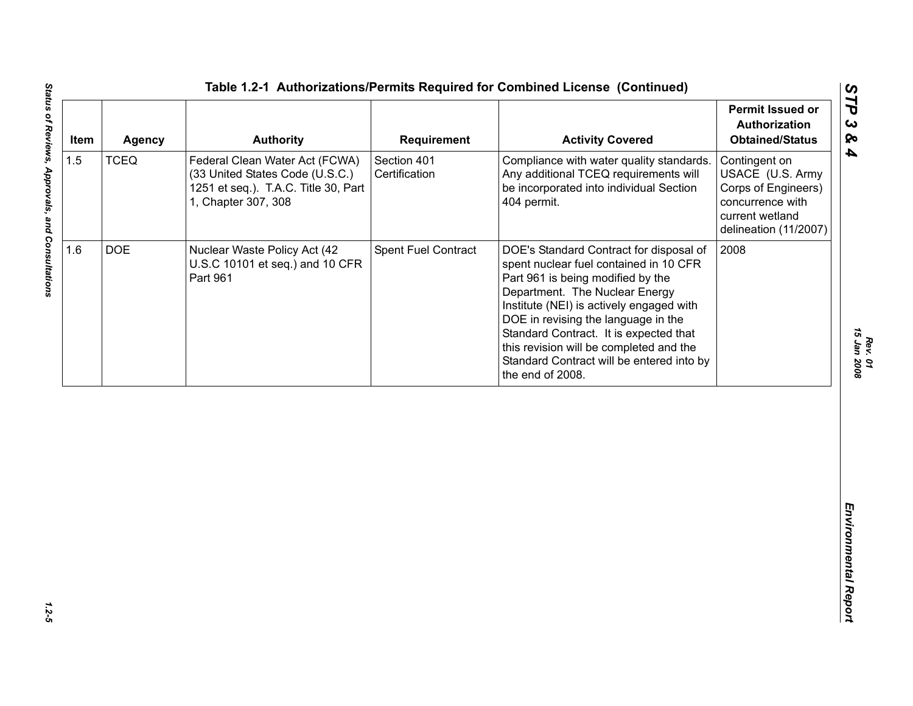**Table 1.2-1 Authorizations/Permits Required for Combined License (Continued)**

| Item | Agency | Authority | Requirement | Activity Covered | Permit Issued or Authorization Obtained/Status |
|---|---|---|---|---|---|
| 1.5 | TCEQ | Federal Clean Water Act (FCWA) (33 United States Code (U.S.C.) 1251 et seq.). T.A.C. Title 30, Part 1, Chapter 307, 308 | Section 401 Certification | Compliance with water quality standards. Any additional TCEQ requirements will be incorporated into individual Section 404 permit. | Contingent on USACE (U.S. Army Corps of Engineers) concurrence with current wetland delineation (11/2007) |
| 1.6 | DOE | Nuclear Waste Policy Act (42 U.S.C 10101 et seq.) and 10 CFR Part 961 | Spent Fuel Contract | DOE's Standard Contract for disposal of spent nuclear fuel contained in 10 CFR Part 961 is being modified by the Department. The Nuclear Energy Institute (NEI) is actively engaged with DOE in revising the language in the Standard Contract. It is expected that this revision will be completed and the Standard Contract will be entered into by the end of 2008. | 2008 |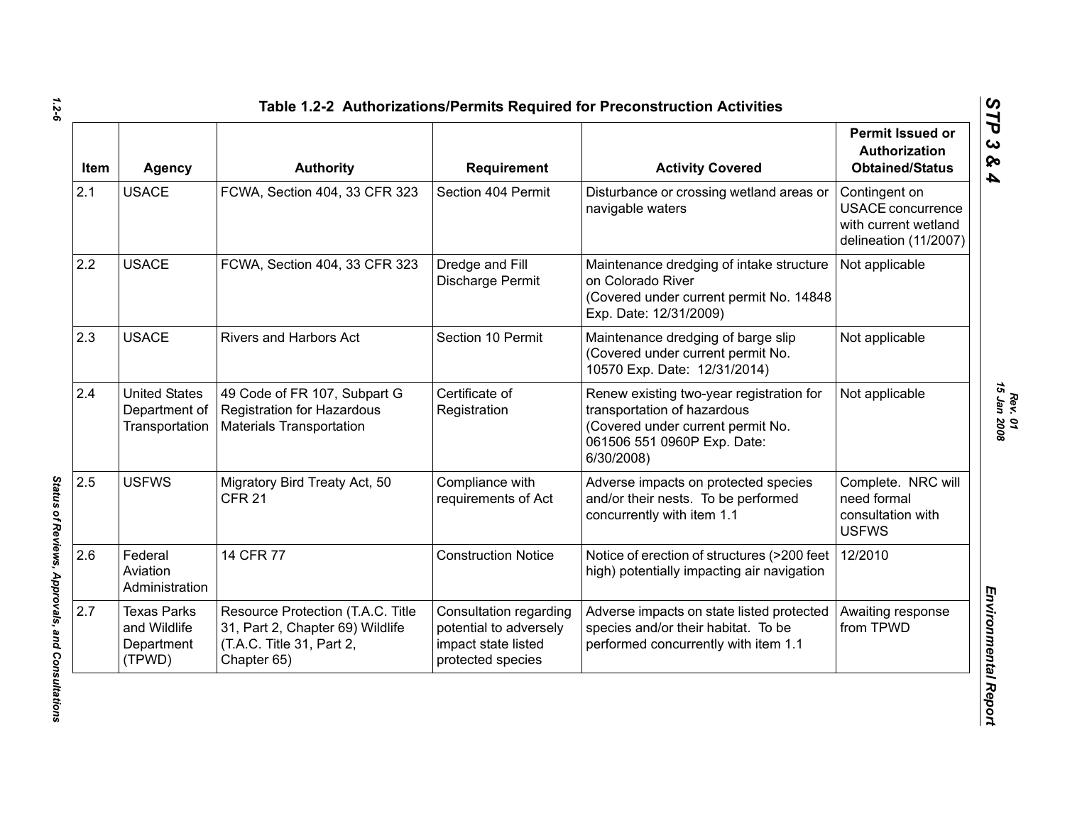## Table 1.2-2 Authorizations/Permits Required for Preconstruction Activities

| Item | Agency | Authority | Requirement | Activity Covered | Permit Issued or Authorization Obtained/Status |
|---|---|---|---|---|---|
| 2.1 | USACE | FCWA, Section 404, 33 CFR 323 | Section 404 Permit | Disturbance or crossing wetland areas or navigable waters | Contingent on USACE concurrence with current wetland delineation (11/2007) |
| 2.2 | USACE | FCWA, Section 404, 33 CFR 323 | Dredge and Fill Discharge Permit | Maintenance dredging of intake structure on Colorado River (Covered under current permit No. 14848 Exp. Date: 12/31/2009) | Not applicable |
| 2.3 | USACE | Rivers and Harbors Act | Section 10 Permit | Maintenance dredging of barge slip (Covered under current permit No. 10570 Exp. Date: 12/31/2014) | Not applicable |
| 2.4 | United States Department of Transportation | 49 Code of FR 107, Subpart G Registration for Hazardous Materials Transportation | Certificate of Registration | Renew existing two-year registration for transportation of hazardous (Covered under current permit No. 061506 551 0960P Exp. Date: 6/30/2008) | Not applicable |
| 2.5 | USFWS | Migratory Bird Treaty Act, 50 CFR 21 | Compliance with requirements of Act | Adverse impacts on protected species and/or their nests. To be performed concurrently with item 1.1 | Complete. NRC will need formal consultation with USFWS |
| 2.6 | Federal Aviation Administration | 14 CFR 77 | Construction Notice | Notice of erection of structures (>200 feet high) potentially impacting air navigation | 12/2010 |
| 2.7 | Texas Parks and Wildlife Department (TPWD) | Resource Protection (T.A.C. Title 31, Part 2, Chapter 69) Wildlife (T.A.C. Title 31, Part 2, Chapter 65) | Consultation regarding potential to adversely impact state listed protected species | Adverse impacts on state listed protected species and/or their habitat. To be performed concurrently with item 1.1 | Awaiting response from TPWD |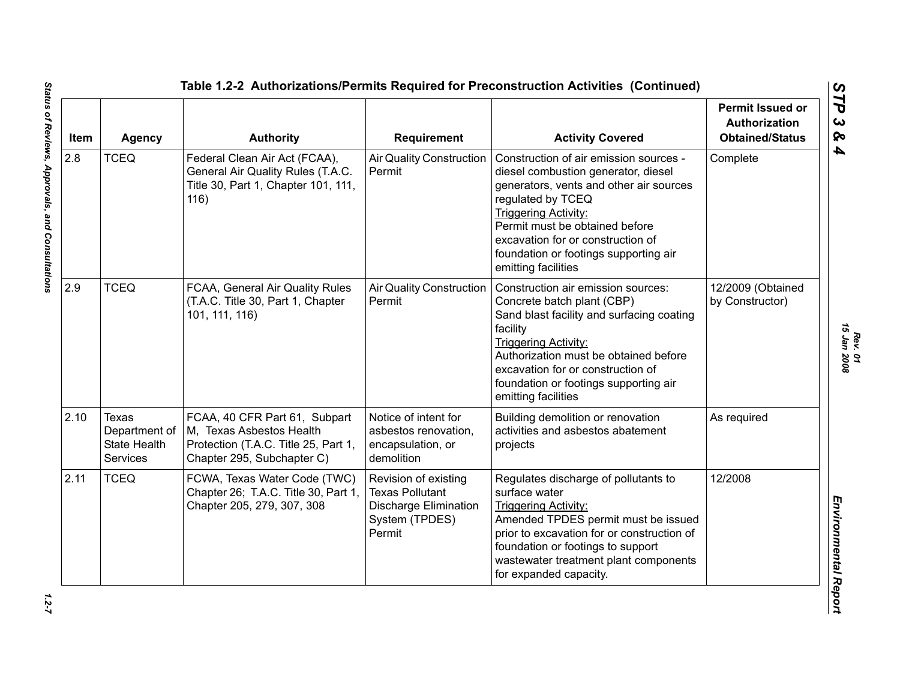## Table 1.2-2 Authorizations/Permits Required for Preconstruction Activities (Continued)

| Item | Agency | Authority | Requirement | Activity Covered | Permit Issued or Authorization Obtained/Status |
|---|---|---|---|---|---|
| 2.8 | TCEQ | Federal Clean Air Act (FCAA), General Air Quality Rules (T.A.C. Title 30, Part 1, Chapter 101, 111, 116) | Air Quality Construction Permit | Construction of air emission sources - diesel combustion generator, diesel generators, vents and other air sources regulated by TCEQ<br>Triggering Activity:<br>Permit must be obtained before excavation for or construction of foundation or footings supporting air emitting facilities | Complete |
| 2.9 | TCEQ | FCAA, General Air Quality Rules (T.A.C. Title 30, Part 1, Chapter 101, 111, 116) | Air Quality Construction Permit | Construction air emission sources: Concrete batch plant (CBP)<br>Sand blast facility and surfacing coating facility<br>Triggering Activity:<br>Authorization must be obtained before excavation for or construction of foundation or footings supporting air emitting facilities | 12/2009 (Obtained by Constructor) |
| 2.10 | Texas Department of State Health Services | FCAA, 40 CFR Part 61, Subpart M, Texas Asbestos Health Protection (T.A.C. Title 25, Part 1, Chapter 295, Subchapter C) | Notice of intent for asbestos renovation, encapsulation, or demolition | Building demolition or renovation activities and asbestos abatement projects | As required |
| 2.11 | TCEQ | FCWA, Texas Water Code (TWC) Chapter 26; T.A.C. Title 30, Part 1, Chapter 205, 279, 307, 308 | Revision of existing Texas Pollutant Discharge Elimination System (TPDES) Permit | Regulates discharge of pollutants to surface water<br>Triggering Activity:<br>Amended TPDES permit must be issued prior to excavation for or construction of foundation or footings to support wastewater treatment plant components for expanded capacity. | 12/2008 |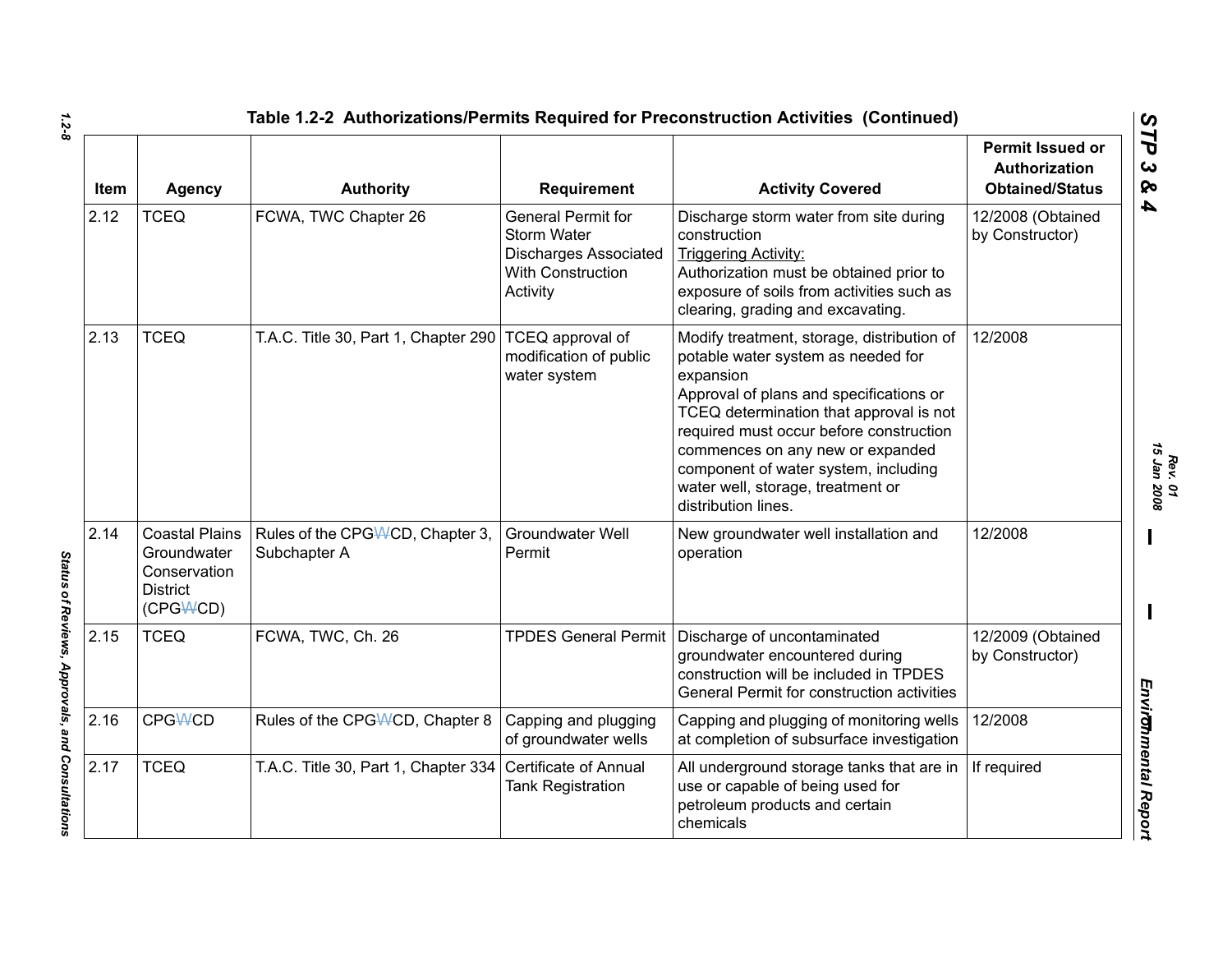## Table 1.2-2 Authorizations/Permits Required for Preconstruction Activities (Continued)

| Item | Agency | Authority | Requirement | Activity Covered | Permit Issued or Authorization Obtained/Status |
|---|---|---|---|---|---|
| 2.12 | TCEQ | FCWA, TWC Chapter 26 | General Permit for Storm Water Discharges Associated With Construction Activity | Discharge storm water from site during construction<br>Triggering Activity:<br>Authorization must be obtained prior to exposure of soils from activities such as clearing, grading and excavating. | 12/2008 (Obtained by Constructor) |
| 2.13 | TCEQ | T.A.C. Title 30, Part 1, Chapter 290 | TCEQ approval of modification of public water system | Modify treatment, storage, distribution of potable water system as needed for expansion<br>Approval of plans and specifications or TCEQ determination that approval is not required must occur before construction commences on any new or expanded component of water system, including water well, storage, treatment or distribution lines. | 12/2008 |
| 2.14 | Coastal Plains Groundwater Conservation District (CPGWCD) | Rules of the CPGWCD, Chapter 3, Subchapter A | Groundwater Well Permit | New groundwater well installation and operation | 12/2008 |
| 2.15 | TCEQ | FCWA, TWC, Ch. 26 | TPDES General Permit | Discharge of uncontaminated groundwater encountered during construction will be included in TPDES General Permit for construction activities | 12/2009 (Obtained by Constructor) |
| 2.16 | CPGWCD | Rules of the CPGWCD, Chapter 8 | Capping and plugging of groundwater wells | Capping and plugging of monitoring wells at completion of subsurface investigation | 12/2008 |
| 2.17 | TCEQ | T.A.C. Title 30, Part 1, Chapter 334 | Certificate of Annual Tank Registration | All underground storage tanks that are in use or capable of being used for petroleum products and certain chemicals | If required |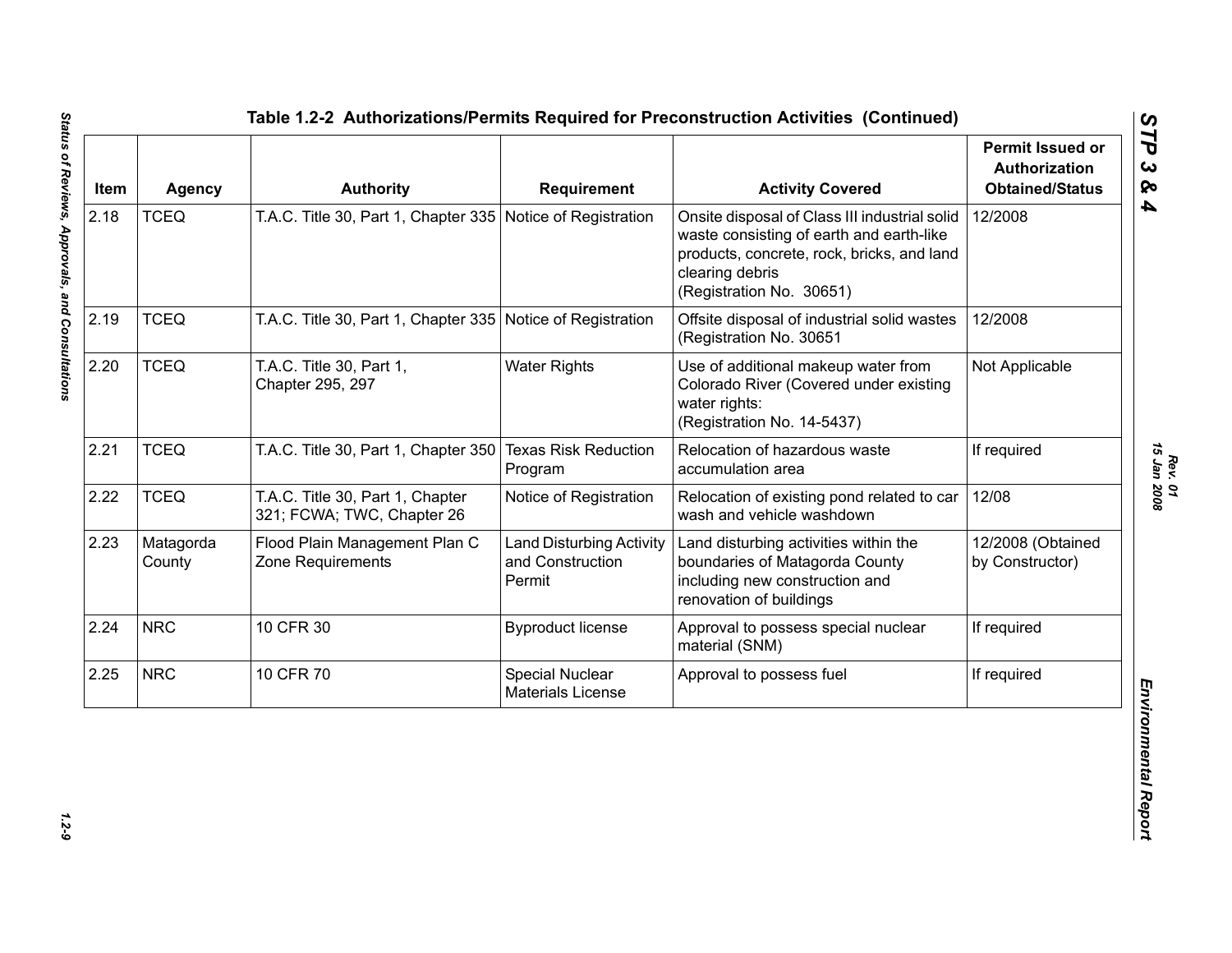**Table 1.2-2 Authorizations/Permits Required for Preconstruction Activities (Continued)**

| Item | Agency | Authority | Requirement | Activity Covered | Permit Issued or Authorization Obtained/Status |
|---|---|---|---|---|---|
| 2.18 | TCEQ | T.A.C. Title 30, Part 1, Chapter 335 | Notice of Registration | Onsite disposal of Class III industrial solid waste consisting of earth and earth-like products, concrete, rock, bricks, and land clearing debris (Registration No. 30651) | 12/2008 |
| 2.19 | TCEQ | T.A.C. Title 30, Part 1, Chapter 335 | Notice of Registration | Offsite disposal of industrial solid wastes (Registration No. 30651 | 12/2008 |
| 2.20 | TCEQ | T.A.C. Title 30, Part 1, Chapter 295, 297 | Water Rights | Use of additional makeup water from Colorado River (Covered under existing water rights: (Registration No. 14-5437) | Not Applicable |
| 2.21 | TCEQ | T.A.C. Title 30, Part 1, Chapter 350 | Texas Risk Reduction Program | Relocation of hazardous waste accumulation area | If required |
| 2.22 | TCEQ | T.A.C. Title 30, Part 1, Chapter 321; FCWA; TWC, Chapter 26 | Notice of Registration | Relocation of existing pond related to car wash and vehicle washdown | 12/08 |
| 2.23 | Matagorda County | Flood Plain Management Plan C Zone Requirements | Land Disturbing Activity and Construction Permit | Land disturbing activities within the boundaries of Matagorda County including new construction and renovation of buildings | 12/2008 (Obtained by Constructor) |
| 2.24 | NRC | 10 CFR 30 | Byproduct license | Approval to possess special nuclear material (SNM) | If required |
| 2.25 | NRC | 10 CFR 70 | Special Nuclear Materials License | Approval to possess fuel | If required |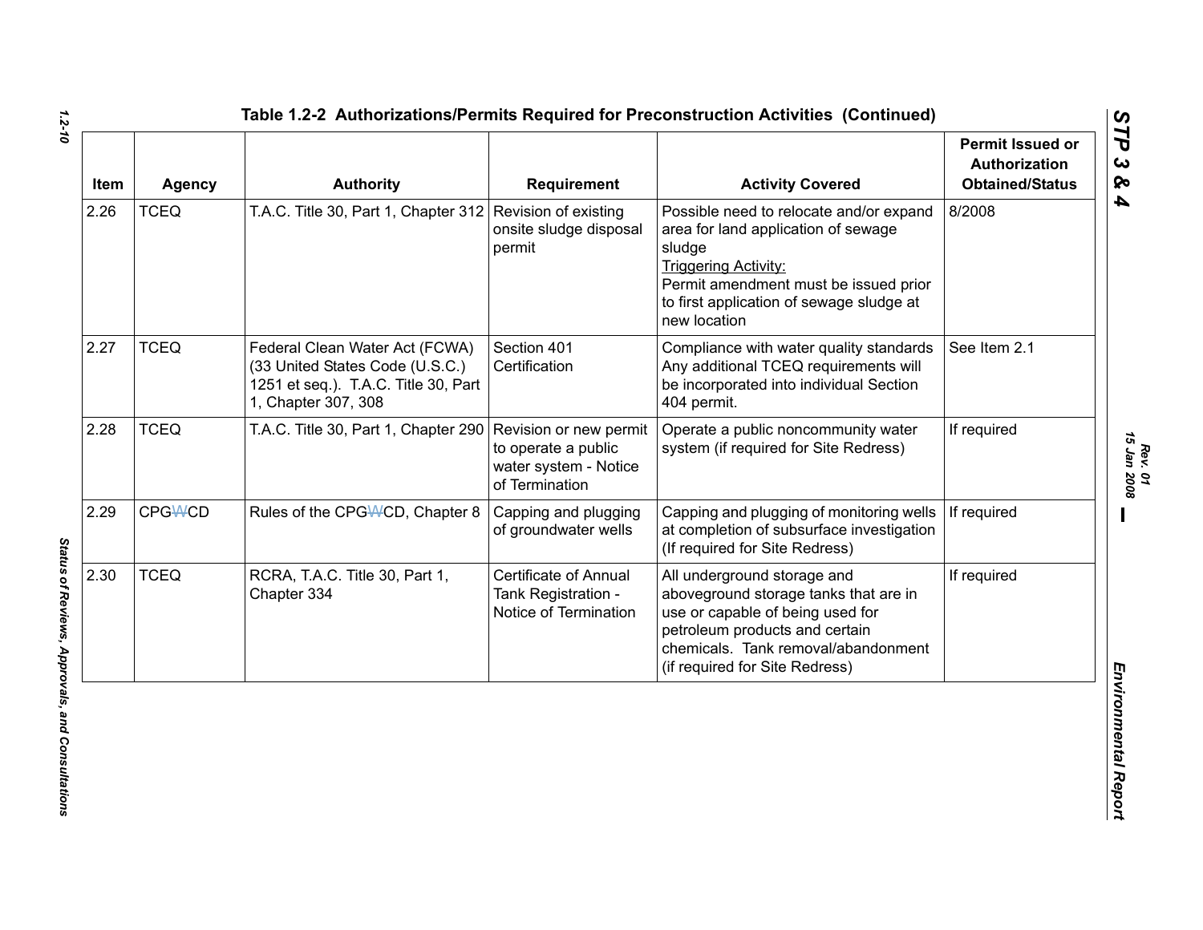**Table 1.2-2 Authorizations/Permits Required for Preconstruction Activities (Continued)**

| Item | Agency | Authority | Requirement | Activity Covered | Permit Issued or Authorization Obtained/Status |
|---|---|---|---|---|---|
| 2.26 | TCEQ | T.A.C. Title 30, Part 1, Chapter 312 | Revision of existing onsite sludge disposal permit | Possible need to relocate and/or expand area for land application of sewage sludge<br>Triggering Activity:<br>Permit amendment must be issued prior to first application of sewage sludge at new location | 8/2008 |
| 2.27 | TCEQ | Federal Clean Water Act (FCWA) (33 United States Code (U.S.C.) 1251 et seq.). T.A.C. Title 30, Part 1, Chapter 307, 308 | Section 401 Certification | Compliance with water quality standards Any additional TCEQ requirements will be incorporated into individual Section 404 permit. | See Item 2.1 |
| 2.28 | TCEQ | T.A.C. Title 30, Part 1, Chapter 290 | Revision or new permit to operate a public water system - Notice of Termination | Operate a public noncommunity water system (if required for Site Redress) | If required |
| 2.29 | CPGWCD | Rules of the CPGWCD, Chapter 8 | Capping and plugging of groundwater wells | Capping and plugging of monitoring wells at completion of subsurface investigation (If required for Site Redress) | If required |
| 2.30 | TCEQ | RCRA, T.A.C. Title 30, Part 1, Chapter 334 | Certificate of Annual Tank Registration - Notice of Termination | All underground storage and aboveground storage tanks that are in use or capable of being used for petroleum products and certain chemicals. Tank removal/abandonment (if required for Site Redress) | If required |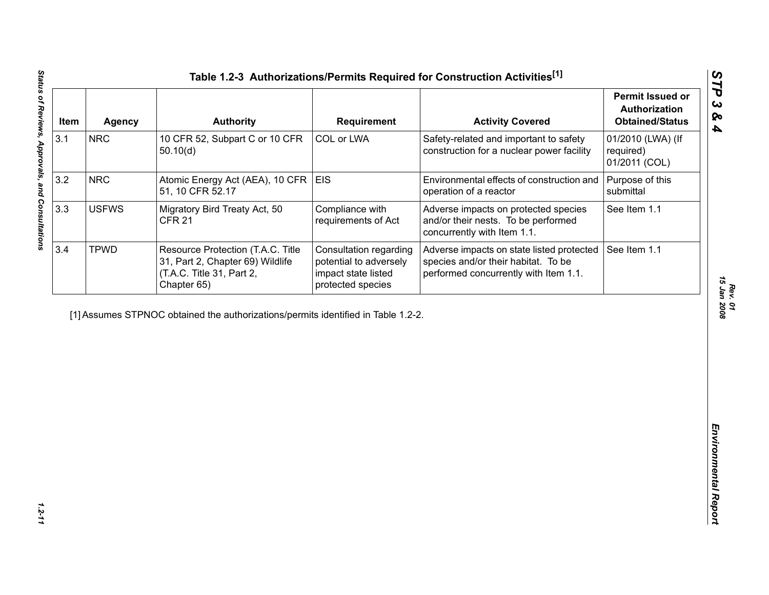# Table 1.2-3 Authorizations/Permits Required for Construction Activities[1]

| Item | Agency | Authority | Requirement | Activity Covered | Permit Issued or Authorization Obtained/Status |
|---|---|---|---|---|---|
| 3.1 | NRC | 10 CFR 52, Subpart C or 10 CFR 50.10(d) | COL or LWA | Safety-related and important to safety construction for a nuclear power facility | 01/2010 (LWA) (If required) 01/2011 (COL) |
| 3.2 | NRC | Atomic Energy Act (AEA), 10 CFR 51, 10 CFR 52.17 | EIS | Environmental effects of construction and operation of a reactor | Purpose of this submittal |
| 3.3 | USFWS | Migratory Bird Treaty Act, 50 CFR 21 | Compliance with requirements of Act | Adverse impacts on protected species and/or their nests. To be performed concurrently with Item 1.1. | See Item 1.1 |
| 3.4 | TPWD | Resource Protection (T.A.C. Title 31, Part 2, Chapter 69) Wildlife (T.A.C. Title 31, Part 2, Chapter 65) | Consultation regarding potential to adversely impact state listed protected species | Adverse impacts on state listed protected species and/or their habitat. To be performed concurrently with Item 1.1. | See Item 1.1 |

[1] Assumes STPNOC obtained the authorizations/permits identified in Table 1.2-2.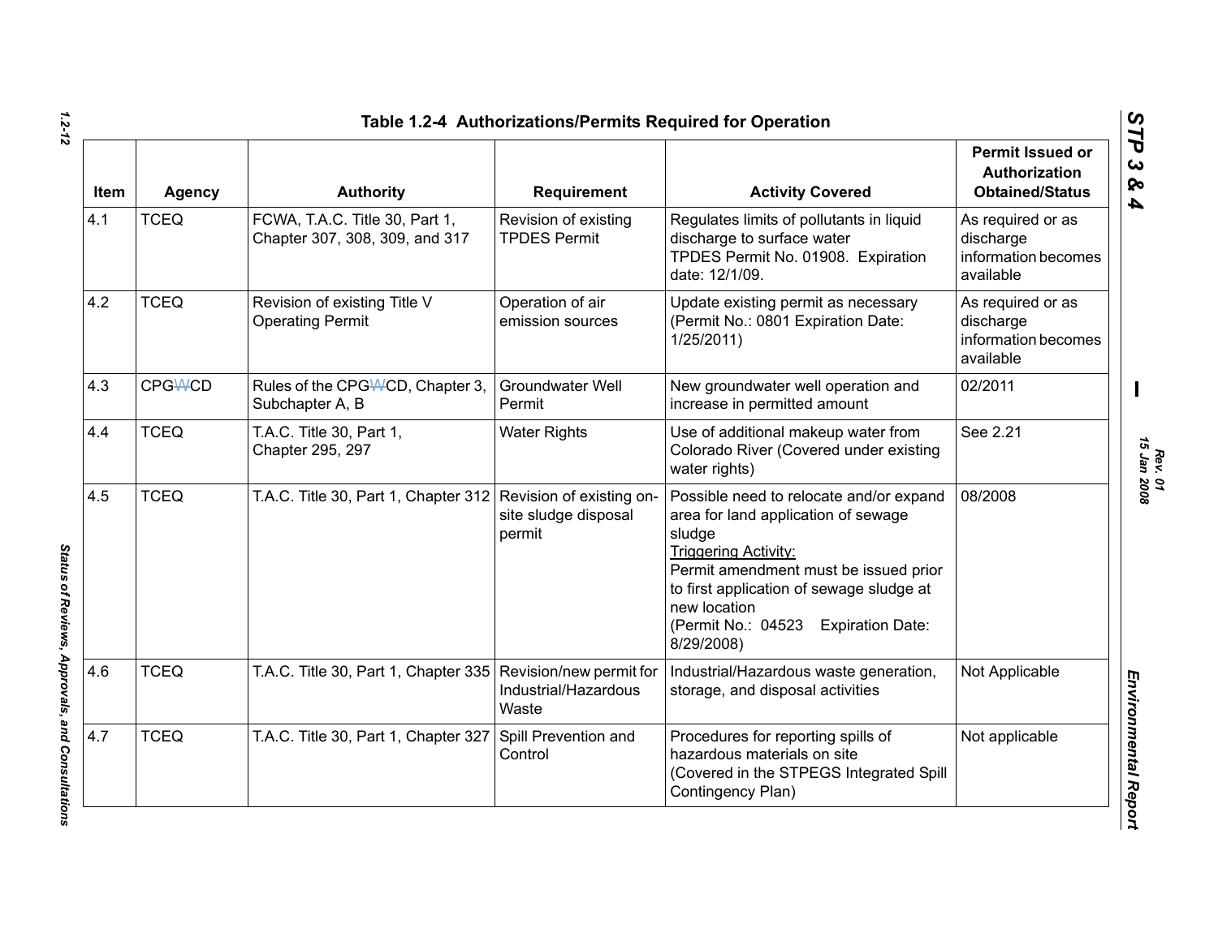**Table 1.2-4 Authorizations/Permits Required for Operation**

| Item | Agency | Authority | Requirement | Activity Covered | Permit Issued or Authorization Obtained/Status |
|---|---|---|---|---|---|
| 4.1 | TCEQ | FCWA, T.A.C. Title 30, Part 1, Chapter 307, 308, 309, and 317 | Revision of existing TPDES Permit | Regulates limits of pollutants in liquid discharge to surface water<br>TPDES Permit No. 01908. Expiration date: 12/1/09. | As required or as discharge information becomes available |
| 4.2 | TCEQ | Revision of existing Title V Operating Permit | Operation of air emission sources | Update existing permit as necessary (Permit No.: 0801 Expiration Date: 1/25/2011) | As required or as discharge information becomes available |
| 4.3 | CPGWCD | Rules of the CPGWCD, Chapter 3, Subchapter A, B | Groundwater Well Permit | New groundwater well operation and increase in permitted amount | 02/2011 |
| 4.4 | TCEQ | T.A.C. Title 30, Part 1, Chapter 295, 297 | Water Rights | Use of additional makeup water from Colorado River (Covered under existing water rights) | See 2.21 |
| 4.5 | TCEQ | T.A.C. Title 30, Part 1, Chapter 312 | Revision of existing on-site sludge disposal permit | Possible need to relocate and/or expand area for land application of sewage sludge<br>Triggering Activity:<br>Permit amendment must be issued prior to first application of sewage sludge at new location<br>(Permit No.: 04523 Expiration Date: 8/29/2008) | 08/2008 |
| 4.6 | TCEQ | T.A.C. Title 30, Part 1, Chapter 335 | Revision/new permit for Industrial/Hazardous Waste | Industrial/Hazardous waste generation, storage, and disposal activities | Not Applicable |
| 4.7 | TCEQ | T.A.C. Title 30, Part 1, Chapter 327 | Spill Prevention and Control | Procedures for reporting spills of hazardous materials on site<br>(Covered in the STPEGS Integrated Spill Contingency Plan) | Not applicable |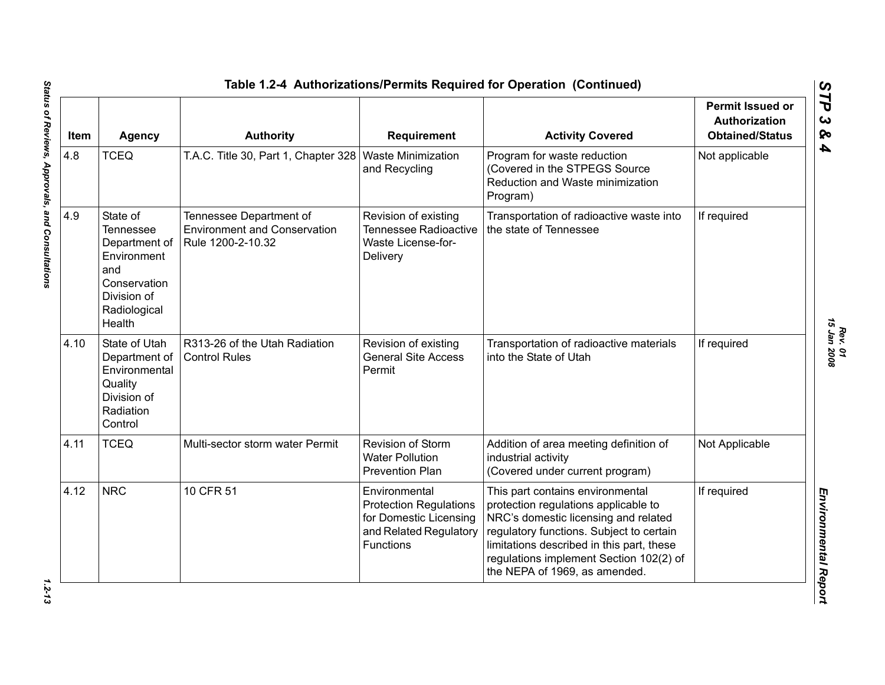## Table 1.2-4 Authorizations/Permits Required for Operation (Continued)

| Item | Agency | Authority | Requirement | Activity Covered | Permit Issued or Authorization Obtained/Status |
|---|---|---|---|---|---|
| 4.8 | TCEQ | T.A.C. Title 30, Part 1, Chapter 328 | Waste Minimization and Recycling | Program for waste reduction (Covered in the STPEGS Source Reduction and Waste minimization Program) | Not applicable |
| 4.9 | State of Tennessee Department of Environment and Conservation Division of Radiological Health | Tennessee Department of Environment and Conservation Rule 1200-2-10.32 | Revision of existing Tennessee Radioactive Waste License-for-Delivery | Transportation of radioactive waste into the state of Tennessee | If required |
| 4.10 | State of Utah Department of Environmental Quality Division of Radiation Control | R313-26 of the Utah Radiation Control Rules | Revision of existing General Site Access Permit | Transportation of radioactive materials into the State of Utah | If required |
| 4.11 | TCEQ | Multi-sector storm water Permit | Revision of Storm Water Pollution Prevention Plan | Addition of area meeting definition of industrial activity (Covered under current program) | Not Applicable |
| 4.12 | NRC | 10 CFR 51 | Environmental Protection Regulations for Domestic Licensing and Related Regulatory Functions | This part contains environmental protection regulations applicable to NRC's domestic licensing and related regulatory functions. Subject to certain limitations described in this part, these regulations implement Section 102(2) of the NEPA of 1969, as amended. | If required |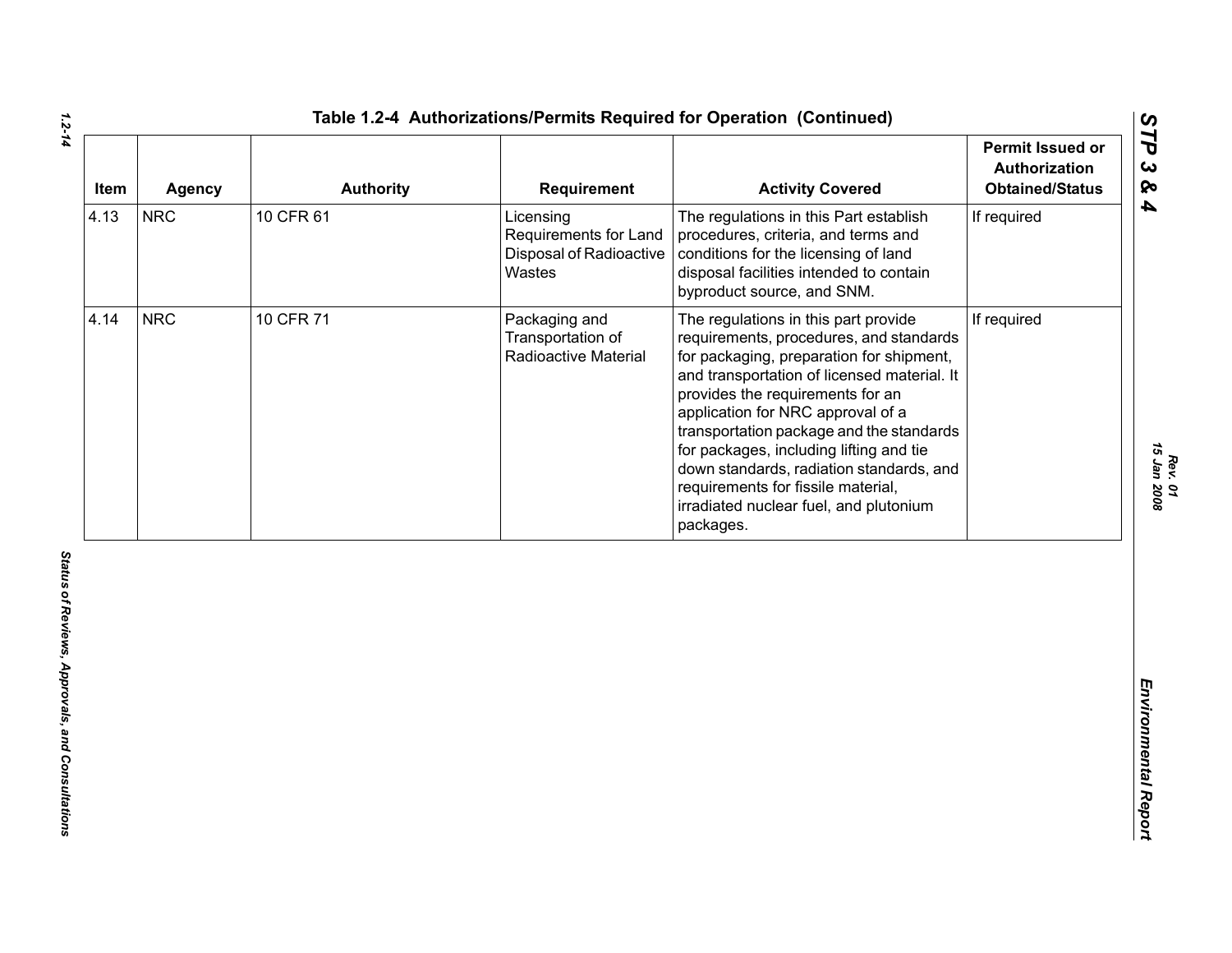# Table 1.2-4 Authorizations/Permits Required for Operation (Continued)

| Item | Agency | Authority | Requirement | Activity Covered | Permit Issued or Authorization Obtained/Status |
|---|---|---|---|---|---|
| 4.13 | NRC | 10 CFR 61 | Licensing Requirements for Land Disposal of Radioactive Wastes | The regulations in this Part establish procedures, criteria, and terms and conditions for the licensing of land disposal facilities intended to contain byproduct source, and SNM. | If required |
| 4.14 | NRC | 10 CFR 71 | Packaging and Transportation of Radioactive Material | The regulations in this part provide requirements, procedures, and standards for packaging, preparation for shipment, and transportation of licensed material. It provides the requirements for an application for NRC approval of a transportation package and the standards for packages, including lifting and tie down standards, radiation standards, and requirements for fissile material, irradiated nuclear fuel, and plutonium packages. | If required |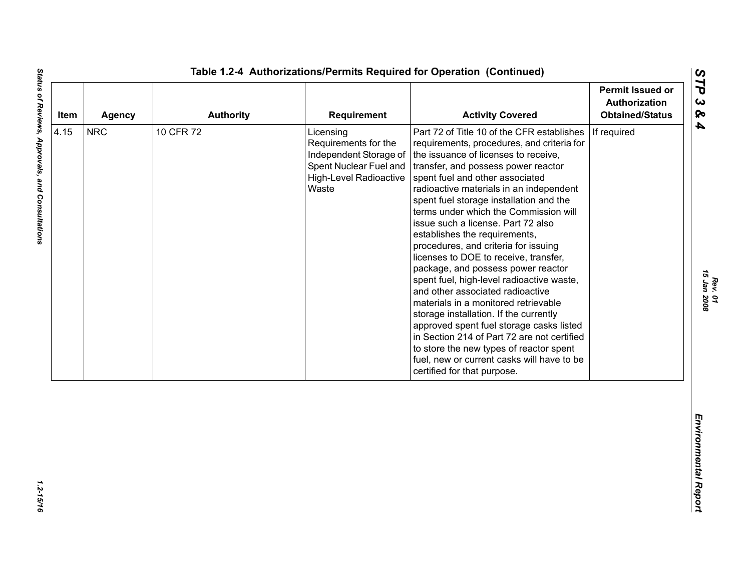## Table 1.2-4 Authorizations/Permits Required for Operation (Continued)

| Item | Agency | Authority | Requirement | Activity Covered | Permit Issued or Authorization Obtained/Status |
|---|---|---|---|---|---|
| 4.15 | NRC | 10 CFR 72 | Licensing Requirements for the Independent Storage of Spent Nuclear Fuel and High-Level Radioactive Waste | Part 72 of Title 10 of the CFR establishes requirements, procedures, and criteria for the issuance of licenses to receive, transfer, and possess power reactor spent fuel and other associated radioactive materials in an independent spent fuel storage installation and the terms under which the Commission will issue such a license. Part 72 also establishes the requirements, procedures, and criteria for issuing licenses to DOE to receive, transfer, package, and possess power reactor spent fuel, high-level radioactive waste, and other associated radioactive materials in a monitored retrievable storage installation. If the currently approved spent fuel storage casks listed in Section 214 of Part 72 are not certified to store the new types of reactor spent fuel, new or current casks will have to be certified for that purpose. | If required |